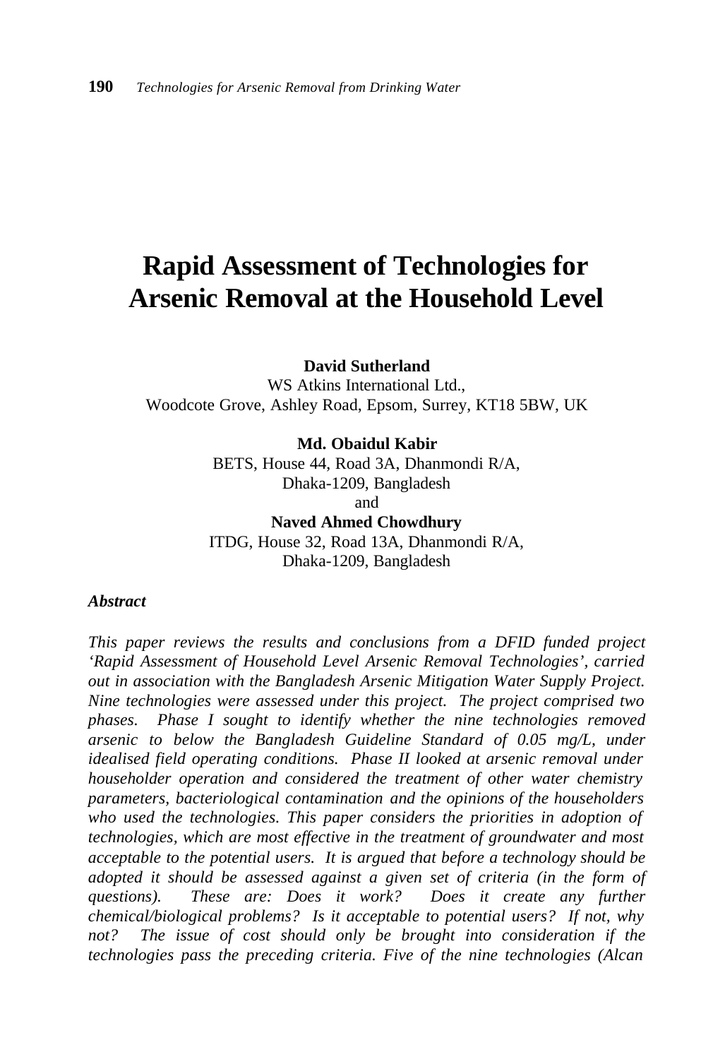# Rapid Assessment of Technologies for Arsenic Removal at the Household Level

**David Sutherland**
WS Atkins International Ltd.,
Woodcote Grove, Ashley Road, Epsom, Surrey, KT18 5BW, UK

**Md. Obaidul Kabir**
BETS, House 44, Road 3A, Dhanmondi R/A,
Dhaka-1209, Bangladesh
and
**Naved Ahmed Chowdhury**
ITDG, House 32, Road 13A, Dhanmondi R/A,
Dhaka-1209, Bangladesh

***Abstract***

*This paper reviews the results and conclusions from a DFID funded project 'Rapid Assessment of Household Level Arsenic Removal Technologies', carried out in association with the Bangladesh Arsenic Mitigation Water Supply Project. Nine technologies were assessed under this project. The project comprised two phases. Phase I sought to identify whether the nine technologies removed arsenic to below the Bangladesh Guideline Standard of 0.05 mg/L, under idealised field operating conditions. Phase II looked at arsenic removal under householder operation and considered the treatment of other water chemistry parameters, bacteriological contamination and the opinions of the householders who used the technologies. This paper considers the priorities in adoption of technologies, which are most effective in the treatment of groundwater and most acceptable to the potential users. It is argued that before a technology should be adopted it should be assessed against a given set of criteria (in the form of questions). These are: Does it work? Does it create any further chemical/biological problems? Is it acceptable to potential users? If not, why not? The issue of cost should only be brought into consideration if the technologies pass the preceding criteria. Five of the nine technologies (Alcan*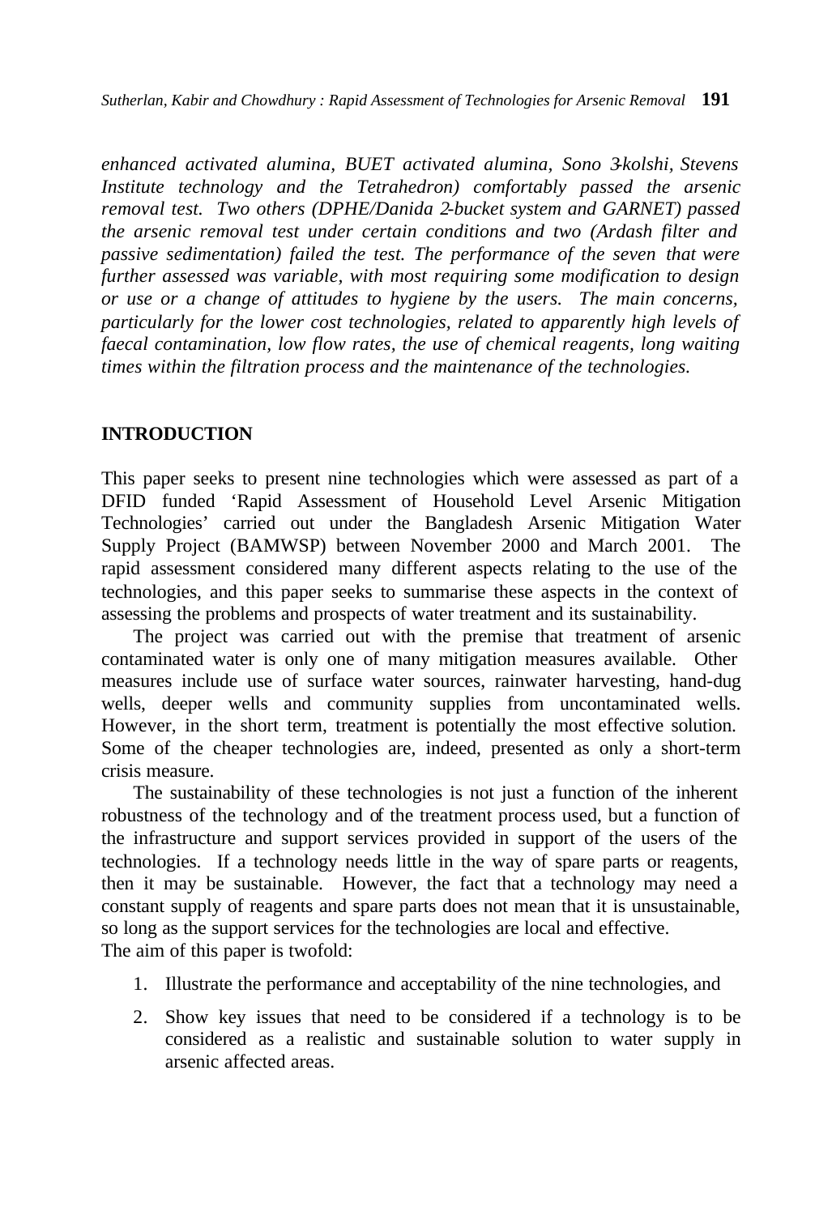*enhanced activated alumina, BUET activated alumina, Sono 3-kolshi, Stevens Institute technology and the Tetrahedron) comfortably passed the arsenic removal test. Two others (DPHE/Danida 2-bucket system and GARNET) passed the arsenic removal test under certain conditions and two (Ardash filter and passive sedimentation) failed the test. The performance of the seven that were further assessed was variable, with most requiring some modification to design or use or a change of attitudes to hygiene by the users. The main concerns, particularly for the lower cost technologies, related to apparently high levels of faecal contamination, low flow rates, the use of chemical reagents, long waiting times within the filtration process and the maintenance of the technologies.*

## INTRODUCTION

This paper seeks to present nine technologies which were assessed as part of a DFID funded 'Rapid Assessment of Household Level Arsenic Mitigation Technologies' carried out under the Bangladesh Arsenic Mitigation Water Supply Project (BAMWSP) between November 2000 and March 2001. The rapid assessment considered many different aspects relating to the use of the technologies, and this paper seeks to summarise these aspects in the context of assessing the problems and prospects of water treatment and its sustainability.

The project was carried out with the premise that treatment of arsenic contaminated water is only one of many mitigation measures available. Other measures include use of surface water sources, rainwater harvesting, hand-dug wells, deeper wells and community supplies from uncontaminated wells. However, in the short term, treatment is potentially the most effective solution. Some of the cheaper technologies are, indeed, presented as only a short-term crisis measure.

The sustainability of these technologies is not just a function of the inherent robustness of the technology and of the treatment process used, but a function of the infrastructure and support services provided in support of the users of the technologies. If a technology needs little in the way of spare parts or reagents, then it may be sustainable. However, the fact that a technology may need a constant supply of reagents and spare parts does not mean that it is unsustainable, so long as the support services for the technologies are local and effective.
The aim of this paper is twofold:

1. Illustrate the performance and acceptability of the nine technologies, and
2. Show key issues that need to be considered if a technology is to be considered as a realistic and sustainable solution to water supply in arsenic affected areas.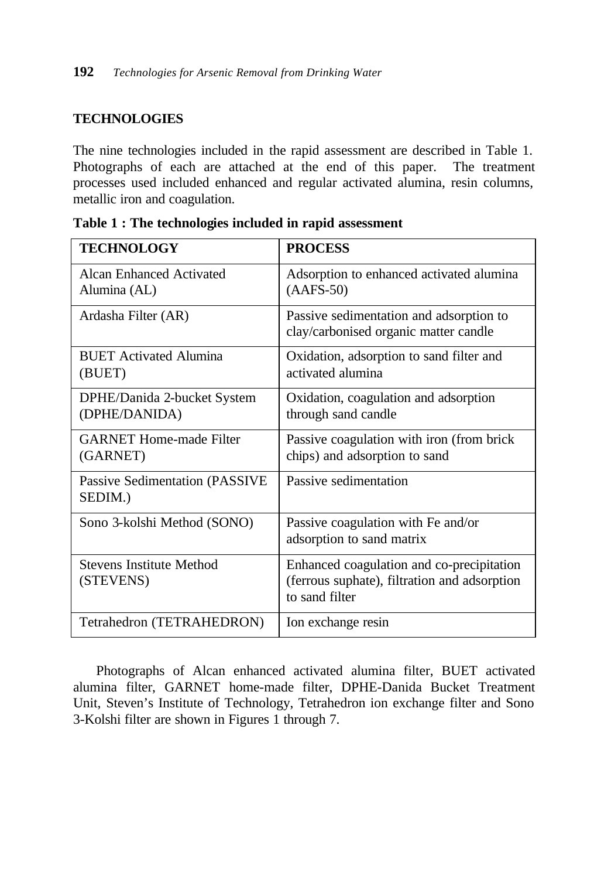## TECHNOLOGIES

The nine technologies included in the rapid assessment are described in Table 1. Photographs of each are attached at the end of this paper. The treatment processes used included enhanced and regular activated alumina, resin columns, metallic iron and coagulation.

**Table 1 : The technologies included in rapid assessment**

| TECHNOLOGY | PROCESS |
|---|---|
| Alcan Enhanced Activated Alumina (AL) | Adsorption to enhanced activated alumina (AAFS-50) |
| Ardasha Filter (AR) | Passive sedimentation and adsorption to clay/carbonised organic matter candle |
| BUET Activated Alumina (BUET) | Oxidation, adsorption to sand filter and activated alumina |
| DPHE/Danida 2-bucket System (DPHE/DANIDA) | Oxidation, coagulation and adsorption through sand candle |
| GARNET Home-made Filter (GARNET) | Passive coagulation with iron (from brick chips) and adsorption to sand |
| Passive Sedimentation (PASSIVE SEDIM.) | Passive sedimentation |
| Sono 3-kolshi Method (SONO) | Passive coagulation with Fe and/or adsorption to sand matrix |
| Stevens Institute Method (STEVENS) | Enhanced coagulation and co-precipitation (ferrous suphate), filtration and adsorption to sand filter |
| Tetrahedron (TETRAHEDRON) | Ion exchange resin |

Photographs of Alcan enhanced activated alumina filter, BUET activated alumina filter, GARNET home-made filter, DPHE-Danida Bucket Treatment Unit, Steven's Institute of Technology, Tetrahedron ion exchange filter and Sono 3-Kolshi filter are shown in Figures 1 through 7.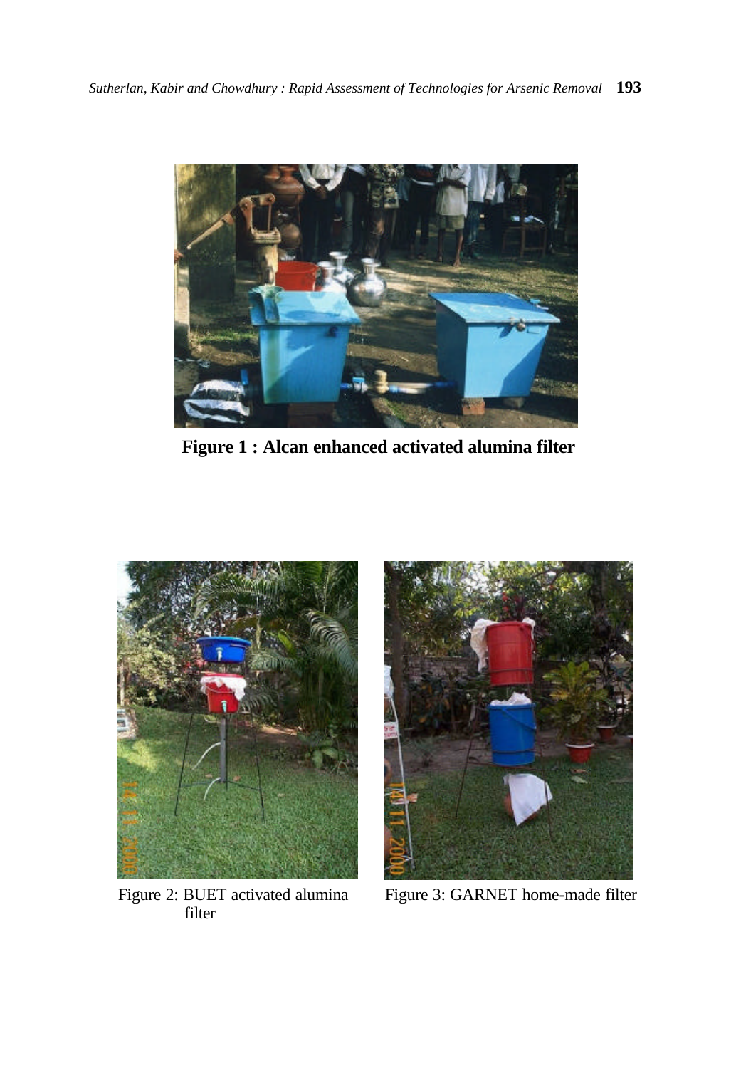**Figure 1 : Alcan enhanced activated alumina filter**

Figure 2: BUET activated alumina filter

Figure 3: GARNET home-made filter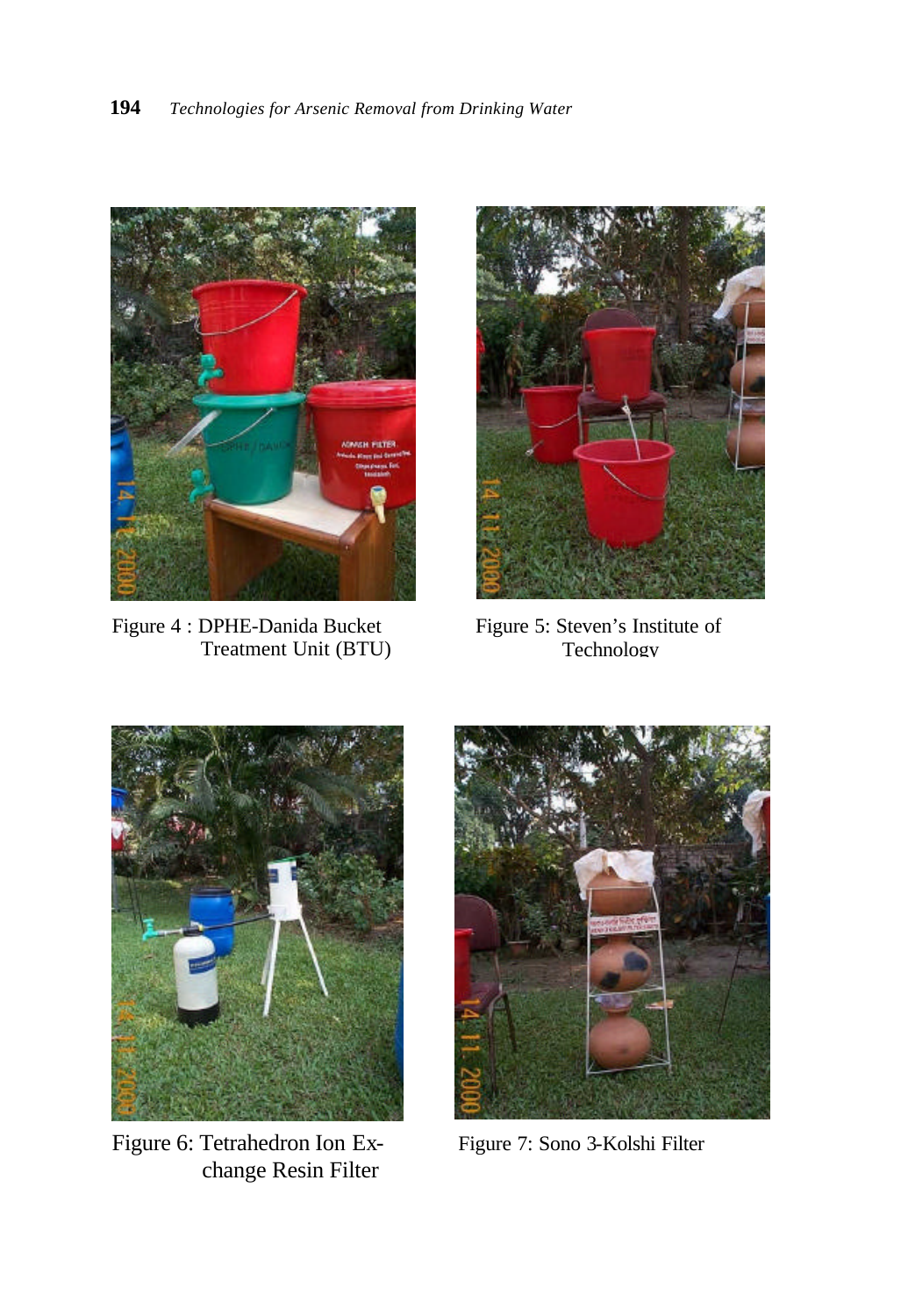Figure 4 : DPHE-Danida Bucket Treatment Unit (BTU)

Figure 5: Steven's Institute of Technology

Figure 6: Tetrahedron Ion Exchange Resin Filter

Figure 7: Sono 3-Kolshi Filter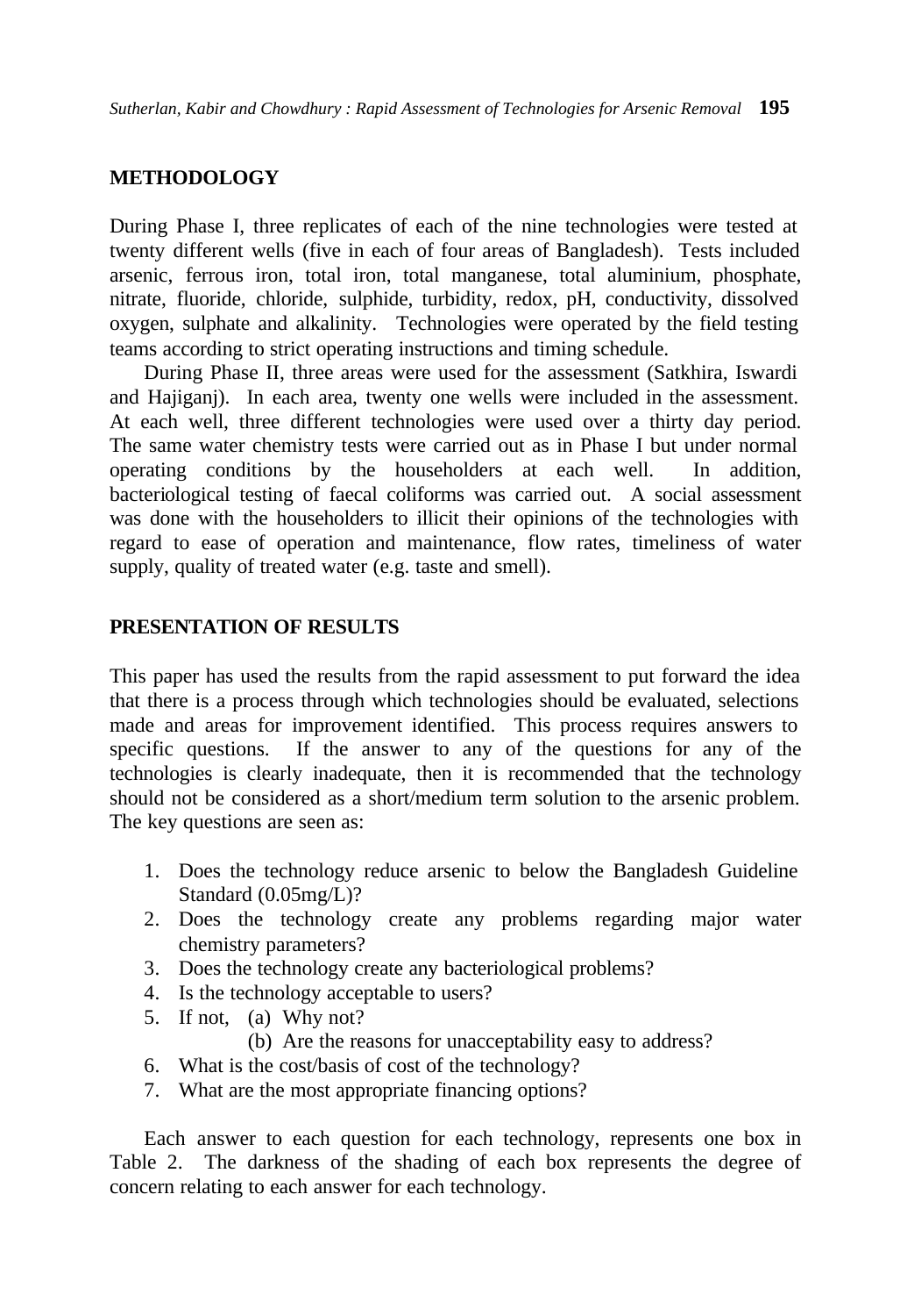## METHODOLOGY

During Phase I, three replicates of each of the nine technologies were tested at twenty different wells (five in each of four areas of Bangladesh). Tests included arsenic, ferrous iron, total iron, total manganese, total aluminium, phosphate, nitrate, fluoride, chloride, sulphide, turbidity, redox, pH, conductivity, dissolved oxygen, sulphate and alkalinity. Technologies were operated by the field testing teams according to strict operating instructions and timing schedule.

During Phase II, three areas were used for the assessment (Satkhira, Iswardi and Hajiganj). In each area, twenty one wells were included in the assessment. At each well, three different technologies were used over a thirty day period. The same water chemistry tests were carried out as in Phase I but under normal operating conditions by the householders at each well. In addition, bacteriological testing of faecal coliforms was carried out. A social assessment was done with the householders to illicit their opinions of the technologies with regard to ease of operation and maintenance, flow rates, timeliness of water supply, quality of treated water (e.g. taste and smell).

## PRESENTATION OF RESULTS

This paper has used the results from the rapid assessment to put forward the idea that there is a process through which technologies should be evaluated, selections made and areas for improvement identified. This process requires answers to specific questions. If the answer to any of the questions for any of the technologies is clearly inadequate, then it is recommended that the technology should not be considered as a short/medium term solution to the arsenic problem. The key questions are seen as:

1. Does the technology reduce arsenic to below the Bangladesh Guideline Standard (0.05mg/L)?
2. Does the technology create any problems regarding major water chemistry parameters?
3. Does the technology create any bacteriological problems?
4. Is the technology acceptable to users?
5. If not,
   - (a) Why not?
   - (b) Are the reasons for unacceptability easy to address?
6. What is the cost/basis of cost of the technology?
7. What are the most appropriate financing options?

Each answer to each question for each technology, represents one box in Table 2. The darkness of the shading of each box represents the degree of concern relating to each answer for each technology.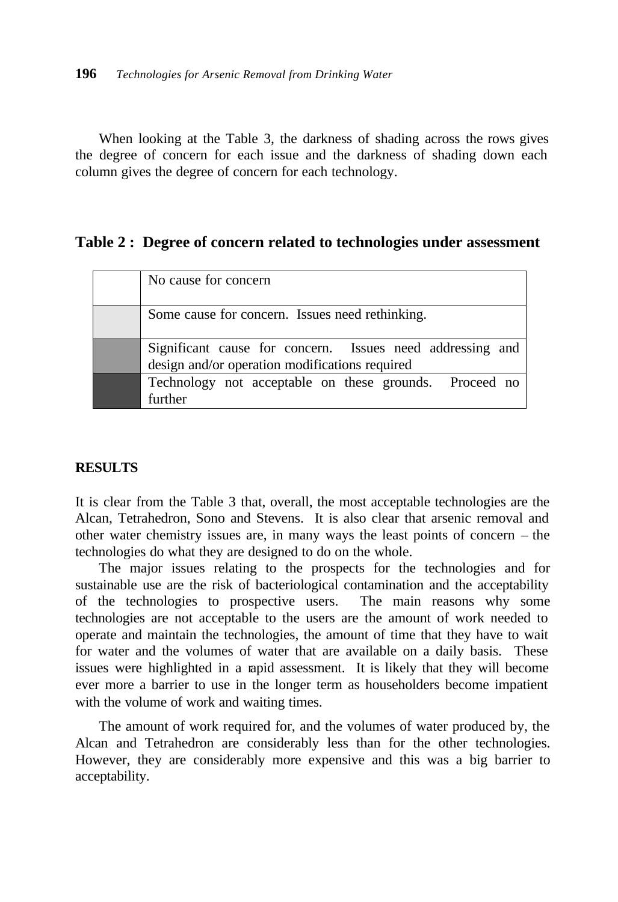When looking at the Table 3, the darkness of shading across the rows gives the degree of concern for each issue and the darkness of shading down each column gives the degree of concern for each technology.

**Table 2 : Degree of concern related to technologies under assessment**

| Shading | Meaning |
|---|---|
| (white) | No cause for concern |
| (light grey) | Some cause for concern. Issues need rethinking. |
| (medium grey) | Significant cause for concern. Issues need addressing and design and/or operation modifications required |
| (dark grey) | Technology not acceptable on these grounds. Proceed no further |

**RESULTS**

It is clear from the Table 3 that, overall, the most acceptable technologies are the Alcan, Tetrahedron, Sono and Stevens. It is also clear that arsenic removal and other water chemistry issues are, in many ways the least points of concern – the technologies do what they are designed to do on the whole.

The major issues relating to the prospects for the technologies and for sustainable use are the risk of bacteriological contamination and the acceptability of the technologies to prospective users. The main reasons why some technologies are not acceptable to the users are the amount of work needed to operate and maintain the technologies, the amount of time that they have to wait for water and the volumes of water that are available on a daily basis. These issues were highlighted in a rapid assessment. It is likely that they will become ever more a barrier to use in the longer term as householders become impatient with the volume of work and waiting times.

The amount of work required for, and the volumes of water produced by, the Alcan and Tetrahedron are considerably less than for the other technologies. However, they are considerably more expensive and this was a big barrier to acceptability.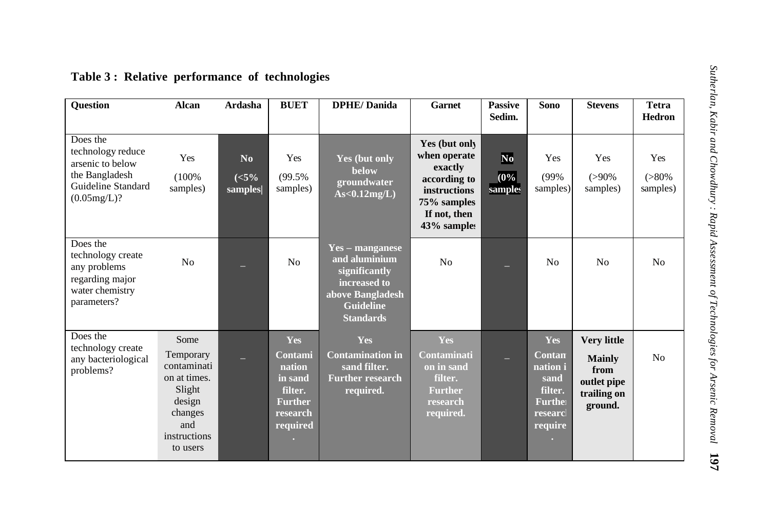**Table 3 : Relative performance of technologies**

| Question | Alcan | Ardasha | BUET | DPHE/ Danida | Garnet | Passive Sedim. | Sono | Stevens | Tetra Hedron |
|---|---|---|---|---|---|---|---|---|---|
| Does the technology reduce arsenic to below the Bangladesh Guideline Standard (0.05mg/L)? | Yes (100% samples) | **No (<5% samples)** | Yes (99.5% samples) | **Yes (but only below groundwater As<0.12mg/L)** | **Yes (but only when operate exactly according to instructions 75% samples If not, then 43% samples** | **No (0% samples** | Yes (99% samples) | Yes (>90% samples) | Yes (>80% samples) |
| Does the technology create any problems regarding major water chemistry parameters? | No | – | No | **Yes – manganese and aluminium significantly increased to above Bangladesh Guideline Standards** | No | – | No | No | No |
| Does the technology create any bacteriological problems? | Some Temporary contamination at times. Slight design changes and instructions to users | – | **Yes Contamination in sand filter. Further research required.** | **Yes Contamination in sand filter. Further research required.** | **Yes Contamination in sand filter. Further research required.** | – | **Yes Contamination in sand filter. Further research required.** | **Very little Mainly from outlet pipe trailing on ground.** | No |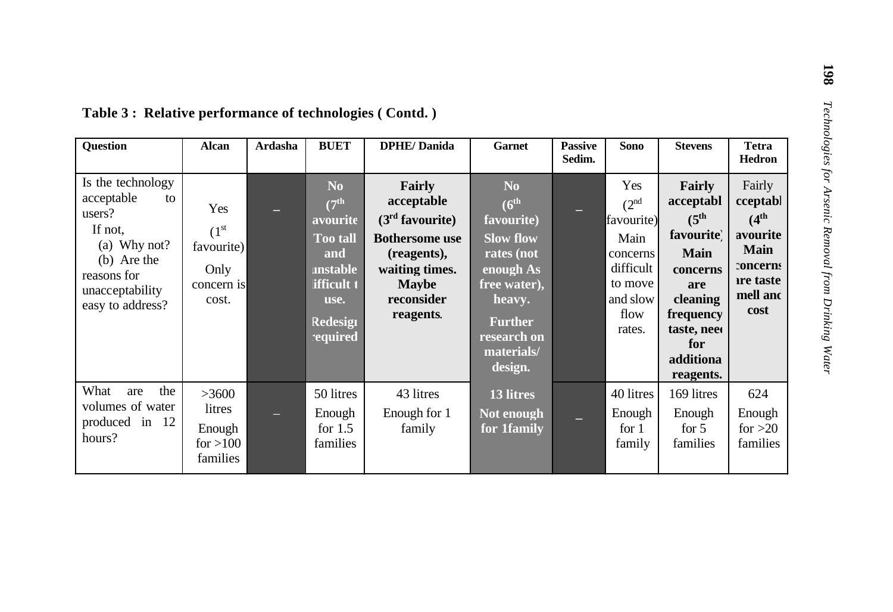**Table 3 : Relative performance of technologies ( Contd. )**

| Question | Alcan | Ardasha | BUET | DPHE/ Danida | Garnet | Passive Sedim. | Sono | Stevens | Tetra Hedron |
|---|---|---|---|---|---|---|---|---|---|
| Is the technology acceptable to users? If not, (a) Why not? (b) Are the reasons for unacceptability easy to address? | Yes (1st favourite) Only concern is cost. | – | **No (7th avourite Too tall and unstable ifficult t use. Redesign required** | **Fairly acceptable (3rd favourite) Bothersome use (reagents), waiting times. Maybe reconsider reagents.** | **No (6th favourite) Slow flow rates (not enough As free water), heavy. Further research on materials/ design.** | – | Yes (2nd favourite) Main concerns difficult to move and slow flow rates. | **Fairly acceptabl (5th favourite) Main concerns are cleaning frequency taste, need for additiona reagents.** | Fairly **cceptabl (4th avourite Main concerns re taste mell and cost** |
| What are the volumes of water produced in 12 hours? | >3600 litres Enough for >100 families | – | 50 litres Enough for 1.5 families | 43 litres Enough for 1 family | **13 litres Not enough for 1family** | – | 40 litres Enough for 1 family | 169 litres Enough for 5 families | 624 Enough for >20 families |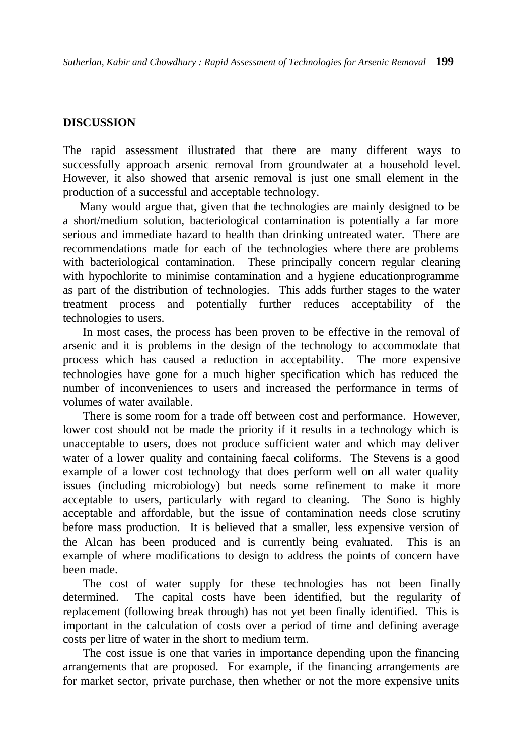## DISCUSSION

The rapid assessment illustrated that there are many different ways to successfully approach arsenic removal from groundwater at a household level. However, it also showed that arsenic removal is just one small element in the production of a successful and acceptable technology.

Many would argue that, given that the technologies are mainly designed to be a short/medium solution, bacteriological contamination is potentially a far more serious and immediate hazard to health than drinking untreated water. There are recommendations made for each of the technologies where there are problems with bacteriological contamination. These principally concern regular cleaning with hypochlorite to minimise contamination and a hygiene educationprogramme as part of the distribution of technologies. This adds further stages to the water treatment process and potentially further reduces acceptability of the technologies to users.

In most cases, the process has been proven to be effective in the removal of arsenic and it is problems in the design of the technology to accommodate that process which has caused a reduction in acceptability. The more expensive technologies have gone for a much higher specification which has reduced the number of inconveniences to users and increased the performance in terms of volumes of water available.

There is some room for a trade off between cost and performance. However, lower cost should not be made the priority if it results in a technology which is unacceptable to users, does not produce sufficient water and which may deliver water of a lower quality and containing faecal coliforms. The Stevens is a good example of a lower cost technology that does perform well on all water quality issues (including microbiology) but needs some refinement to make it more acceptable to users, particularly with regard to cleaning. The Sono is highly acceptable and affordable, but the issue of contamination needs close scrutiny before mass production. It is believed that a smaller, less expensive version of the Alcan has been produced and is currently being evaluated. This is an example of where modifications to design to address the points of concern have been made.

The cost of water supply for these technologies has not been finally determined. The capital costs have been identified, but the regularity of replacement (following break through) has not yet been finally identified. This is important in the calculation of costs over a period of time and defining average costs per litre of water in the short to medium term.

The cost issue is one that varies in importance depending upon the financing arrangements that are proposed. For example, if the financing arrangements are for market sector, private purchase, then whether or not the more expensive units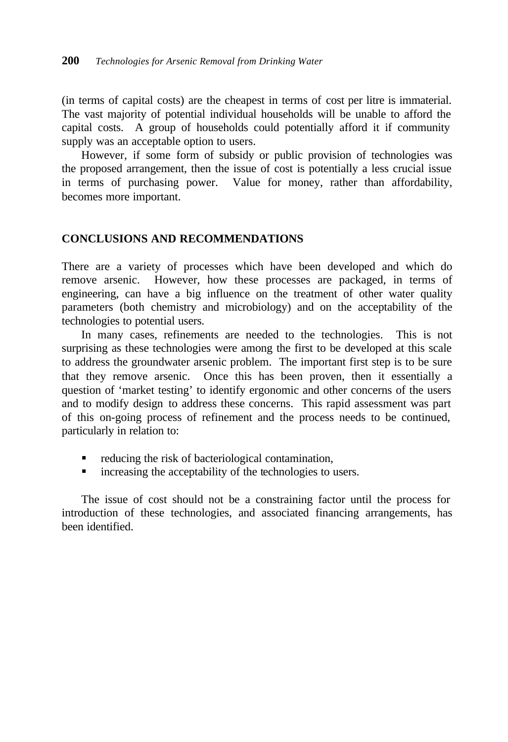(in terms of capital costs) are the cheapest in terms of cost per litre is immaterial. The vast majority of potential individual households will be unable to afford the capital costs. A group of households could potentially afford it if community supply was an acceptable option to users.

However, if some form of subsidy or public provision of technologies was the proposed arrangement, then the issue of cost is potentially a less crucial issue in terms of purchasing power. Value for money, rather than affordability, becomes more important.

## CONCLUSIONS AND RECOMMENDATIONS

There are a variety of processes which have been developed and which do remove arsenic. However, how these processes are packaged, in terms of engineering, can have a big influence on the treatment of other water quality parameters (both chemistry and microbiology) and on the acceptability of the technologies to potential users.

In many cases, refinements are needed to the technologies. This is not surprising as these technologies were among the first to be developed at this scale to address the groundwater arsenic problem. The important first step is to be sure that they remove arsenic. Once this has been proven, then it essentially a question of 'market testing' to identify ergonomic and other concerns of the users and to modify design to address these concerns. This rapid assessment was part of this on-going process of refinement and the process needs to be continued, particularly in relation to:

- reducing the risk of bacteriological contamination,
- increasing the acceptability of the technologies to users.

The issue of cost should not be a constraining factor until the process for introduction of these technologies, and associated financing arrangements, has been identified.